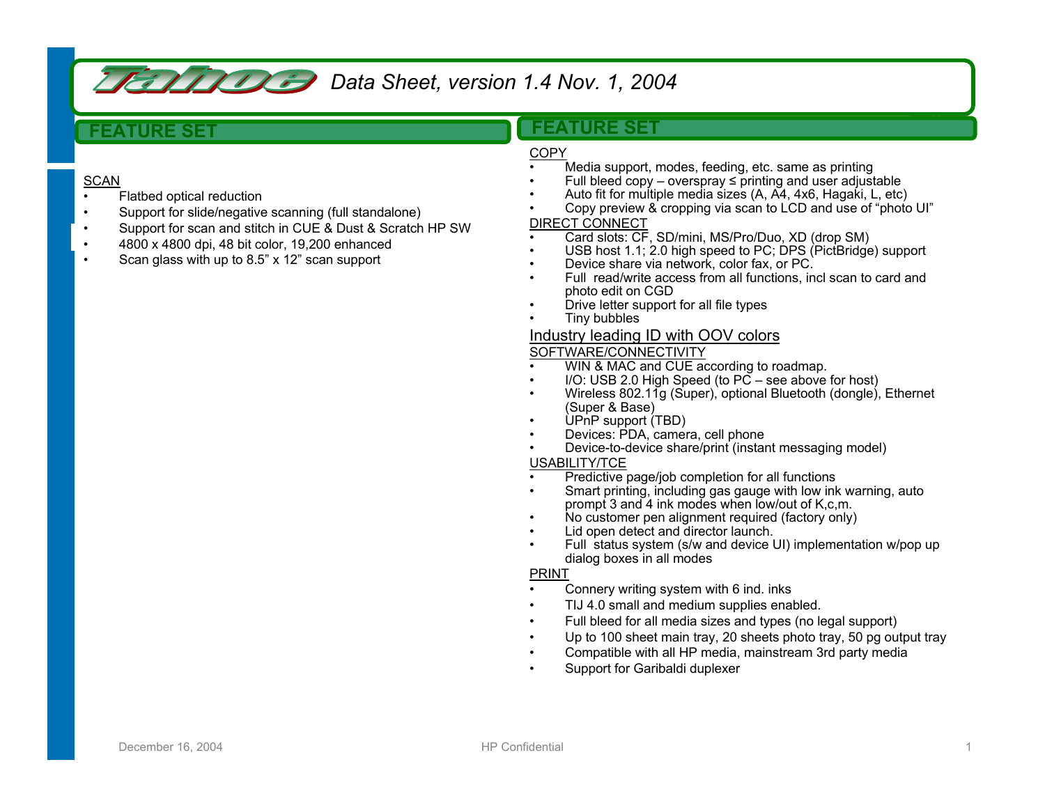# Tahoe Data Sheet, version 1.4 Nov. 1, 2004

## FEATURE SET

SCAN

- Flatbed optical reduction
- Support for slide/negative scanning (full standalone)
- Support for scan and stitch in CUE & Dust & Scratch HP SW
- 4800 x 4800 dpi, 48 bit color, 19,200 enhanced
- Scan glass with up to 8.5" x 12" scan support

## FEATURE SET

COPY

- Media support, modes, feeding, etc. same as printing
- Full bleed copy – overspray ≤ printing and user adjustable
- Auto fit for multiple media sizes (A, A4, 4x6, Hagaki, L, etc)
- Copy preview & cropping via scan to LCD and use of "photo UI"

DIRECT CONNECT

- Card slots: CF, SD/mini, MS/Pro/Duo, XD (drop SM)
- USB host 1.1; 2.0 high speed to PC; DPS (PictBridge) support
- Device share via network, color fax, or PC.
- Full read/write access from all functions, incl scan to card and photo edit on CGD
- Drive letter support for all file types
- Tiny bubbles

Industry leading ID with OOV colors

SOFTWARE/CONNECTIVITY

- WIN & MAC and CUE according to roadmap.
- I/O: USB 2.0 High Speed (to PC – see above for host)
- Wireless 802.11g (Super), optional Bluetooth (dongle), Ethernet (Super & Base)
- UPnP support (TBD)
- Devices: PDA, camera, cell phone
- Device-to-device share/print (instant messaging model)

USABILITY/TCE

- Predictive page/job completion for all functions
- Smart printing, including gas gauge with low ink warning, auto prompt 3 and 4 ink modes when low/out of K,c,m.
- No customer pen alignment required (factory only)
- Lid open detect and director launch.
- Full status system (s/w and device UI) implementation w/pop up dialog boxes in all modes

PRINT

- Connery writing system with 6 ind. inks
- TIJ 4.0 small and medium supplies enabled.
- Full bleed for all media sizes and types (no legal support)
- Up to 100 sheet main tray, 20 sheets photo tray, 50 pg output tray
- Compatible with all HP media, mainstream 3rd party media
- Support for Garibaldi duplexer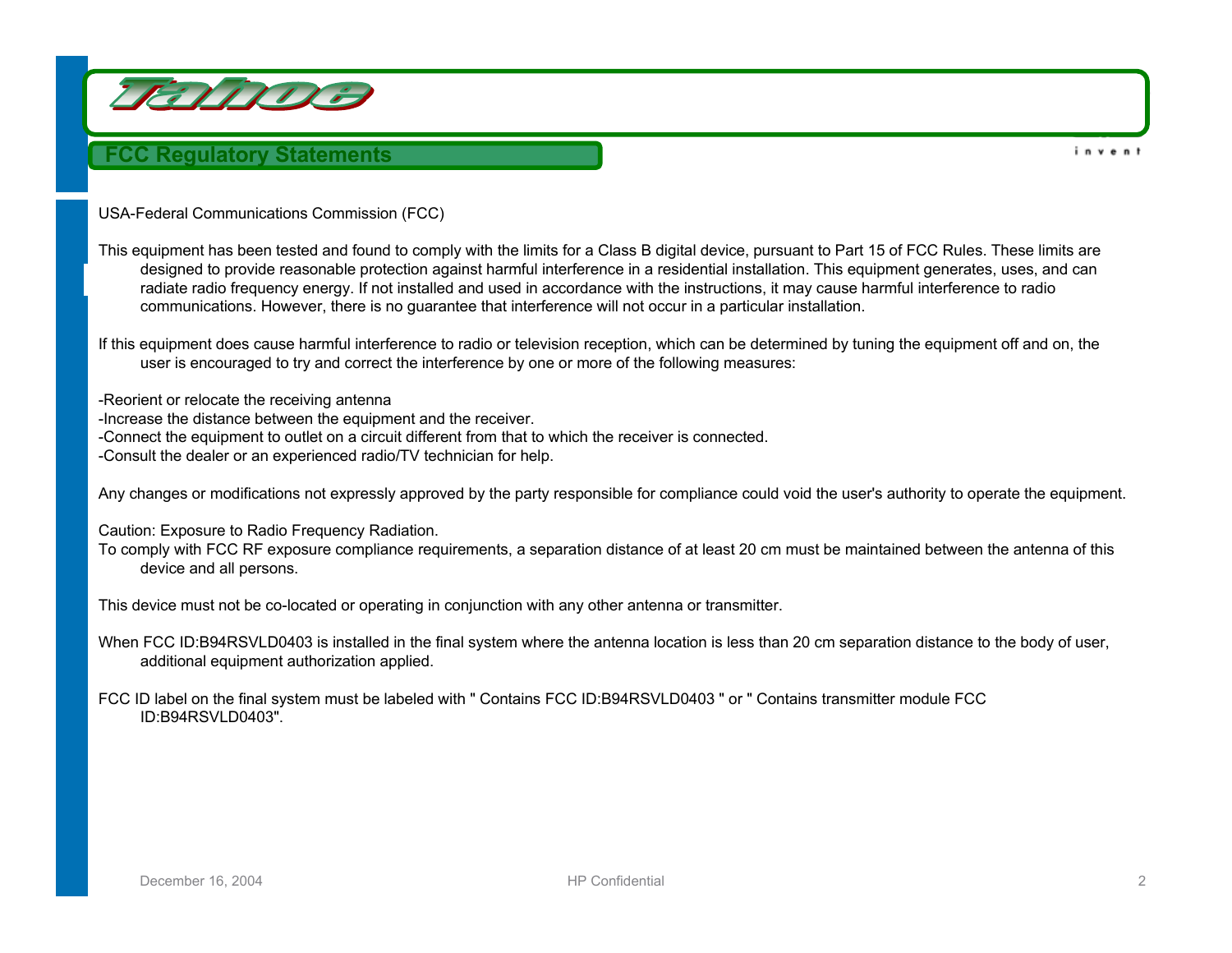Tahoe

## FCC Regulatory Statements

USA-Federal Communications Commission (FCC)

This equipment has been tested and found to comply with the limits for a Class B digital device, pursuant to Part 15 of FCC Rules. These limits are designed to provide reasonable protection against harmful interference in a residential installation. This equipment generates, uses, and can radiate radio frequency energy. If not installed and used in accordance with the instructions, it may cause harmful interference to radio communications. However, there is no guarantee that interference will not occur in a particular installation.

If this equipment does cause harmful interference to radio or television reception, which can be determined by tuning the equipment off and on, the user is encouraged to try and correct the interference by one or more of the following measures:

-Reorient or relocate the receiving antenna
-Increase the distance between the equipment and the receiver.
-Connect the equipment to outlet on a circuit different from that to which the receiver is connected.
-Consult the dealer or an experienced radio/TV technician for help.

Any changes or modifications not expressly approved by the party responsible for compliance could void the user's authority to operate the equipment.

Caution: Exposure to Radio Frequency Radiation.
To comply with FCC RF exposure compliance requirements, a separation distance of at least 20 cm must be maintained between the antenna of this device and all persons.

This device must not be co-located or operating in conjunction with any other antenna or transmitter.

When FCC ID:B94RSVLD0403 is installed in the final system where the antenna location is less than 20 cm separation distance to the body of user, additional equipment authorization applied.

FCC ID label on the final system must be labeled with " Contains FCC ID:B94RSVLD0403 " or " Contains transmitter module FCC ID:B94RSVLD0403".